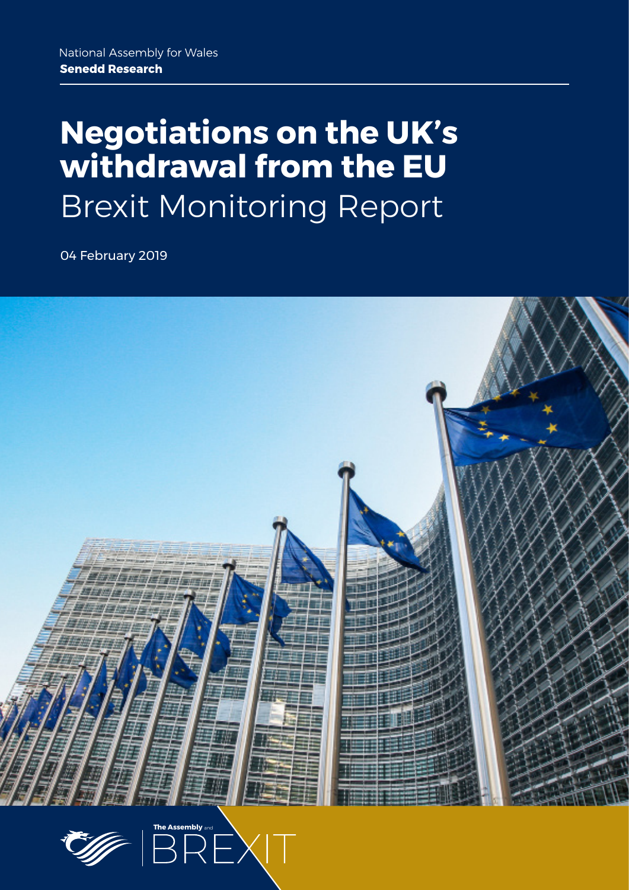National Assembly for Wales
**Senedd Research**

# Negotiations on the UK's withdrawal from the EU

## Brexit Monitoring Report

04 February 2019

**The Assembly** and BREXIT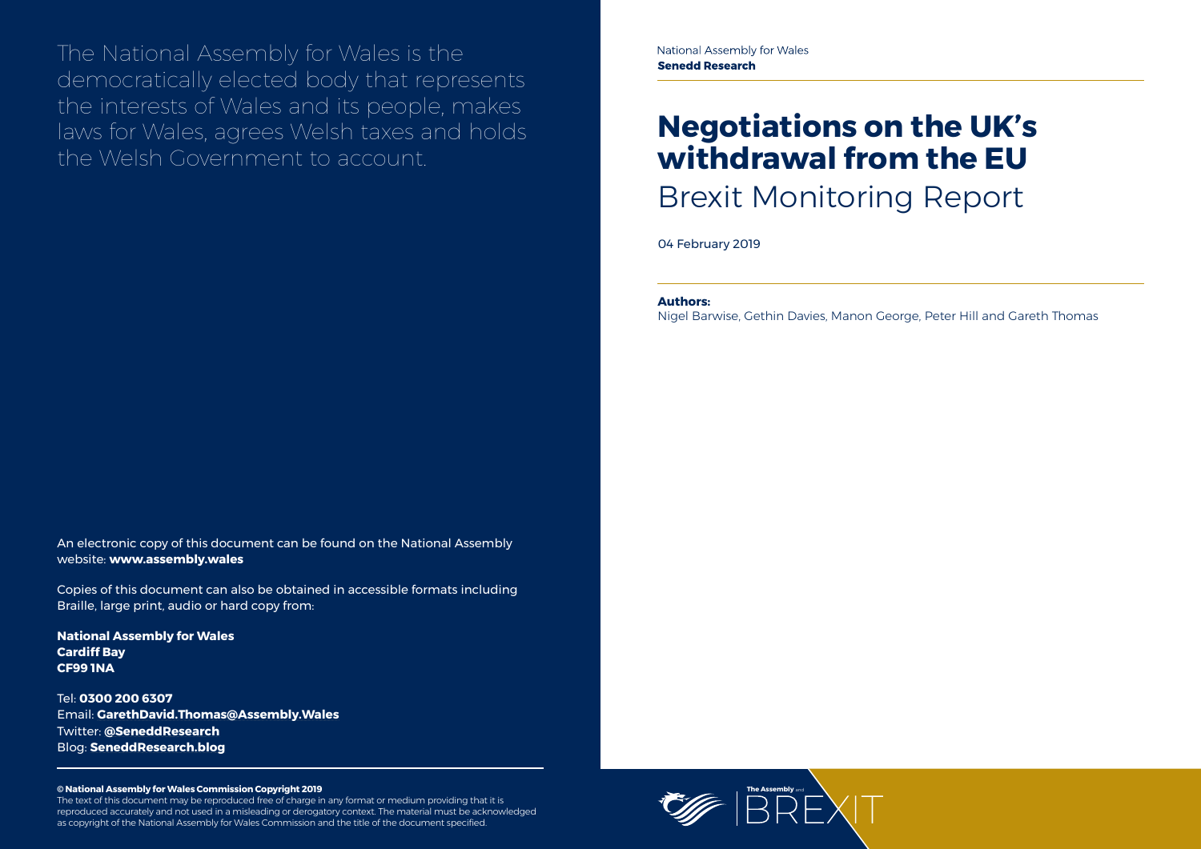The National Assembly for Wales is the democratically elected body that represents the interests of Wales and its people, makes laws for Wales, agrees Welsh taxes and holds the Welsh Government to account.

An electronic copy of this document can be found on the National Assembly website: **www.assembly.wales**

Copies of this document can also be obtained in accessible formats including Braille, large print, audio or hard copy from:

**National Assembly for Wales**
**Cardiff Bay**
**CF99 1NA**

Tel: **0300 200 6307**
Email: **GarethDavid.Thomas@Assembly.Wales**
Twitter: **@SeneddResearch**
Blog: **SeneddResearch.blog**

**© National Assembly for Wales Commission Copyright 2019**
The text of this document may be reproduced free of charge in any format or medium providing that it is reproduced accurately and not used in a misleading or derogatory context. The material must be acknowledged as copyright of the National Assembly for Wales Commission and the title of the document specified.

National Assembly for Wales
**Senedd Research**

# Negotiations on the UK's withdrawal from the EU

## Brexit Monitoring Report

04 February 2019

**Authors:**
Nigel Barwise, Gethin Davies, Manon George, Peter Hill and Gareth Thomas

The Assembly and BREXIT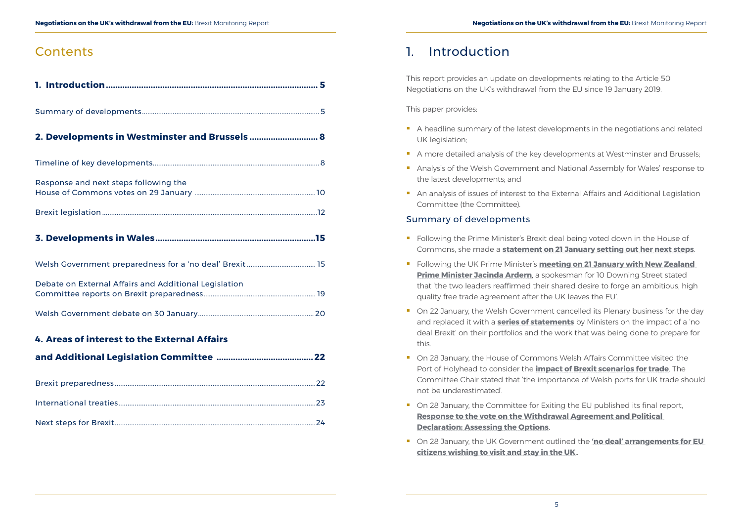# Contents

**1. Introduction ............ 5**

Summary of developments ............ 5

**2. Developments in Westminster and Brussels ............ 8**

Timeline of key developments ............ 8

Response and next steps following the House of Commons votes on 29 January ............ 10

Brexit legislation ............ 12

**3. Developments in Wales ............ 15**

Welsh Government preparedness for a 'no deal' Brexit ............ 15

Debate on External Affairs and Additional Legislation Committee reports on Brexit preparedness ............ 19

Welsh Government debate on 30 January ............ 20

**4. Areas of interest to the External Affairs and Additional Legislation Committee ............ 22**

Brexit preparedness ............ 22

International treaties ............ 23

Next steps for Brexit ............ 24

# 1. Introduction

This report provides an update on developments relating to the Article 50 Negotiations on the UK's withdrawal from the EU since 19 January 2019.

This paper provides:

- A headline summary of the latest developments in the negotiations and related UK legislation;
- A more detailed analysis of the key developments at Westminster and Brussels;
- Analysis of the Welsh Government and National Assembly for Wales' response to the latest developments; and
- An analysis of issues of interest to the External Affairs and Additional Legislation Committee (the Committee).

## Summary of developments

- Following the Prime Minister's Brexit deal being voted down in the House of Commons, she made a **statement on 21 January setting out her next steps**.
- Following the UK Prime Minister's **meeting on 21 January with New Zealand Prime Minister Jacinda Ardern**, a spokesman for 10 Downing Street stated that 'the two leaders reaffirmed their shared desire to forge an ambitious, high quality free trade agreement after the UK leaves the EU'.
- On 22 January, the Welsh Government cancelled its Plenary business for the day and replaced it with a **series of statements** by Ministers on the impact of a 'no deal Brexit' on their portfolios and the work that was being done to prepare for this.
- On 28 January, the House of Commons Welsh Affairs Committee visited the Port of Holyhead to consider the **impact of Brexit scenarios for trade**. The Committee Chair stated that 'the importance of Welsh ports for UK trade should not be underestimated'.
- On 28 January, the Committee for Exiting the EU published its final report, **Response to the vote on the Withdrawal Agreement and Political Declaration: Assessing the Options**.
- On 28 January, the UK Government outlined the **'no deal' arrangements for EU citizens wishing to visit and stay in the UK**..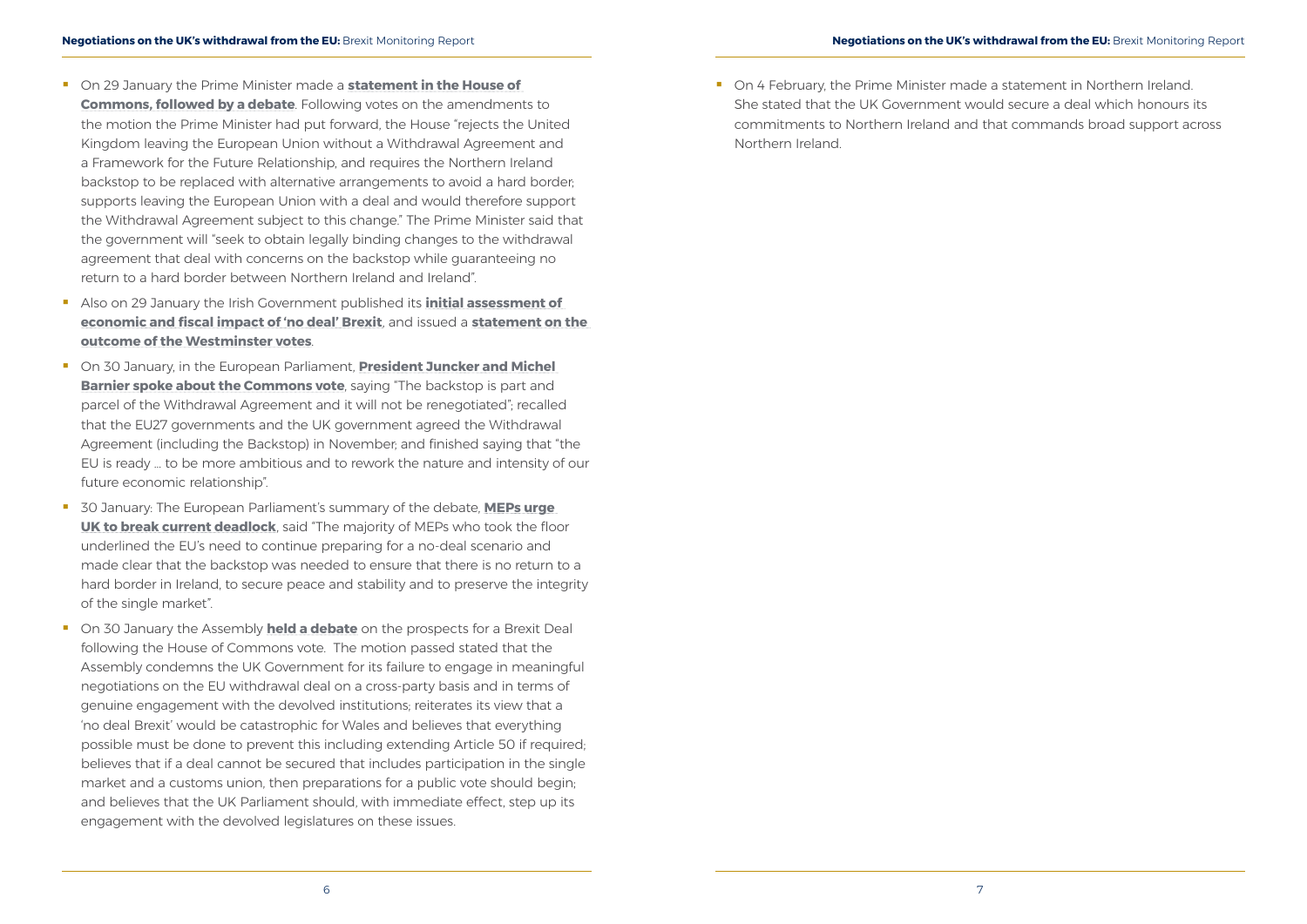- On 29 January the Prime Minister made a **statement in the House of Commons, followed by a debate**. Following votes on the amendments to the motion the Prime Minister had put forward, the House "rejects the United Kingdom leaving the European Union without a Withdrawal Agreement and a Framework for the Future Relationship, and requires the Northern Ireland backstop to be replaced with alternative arrangements to avoid a hard border; supports leaving the European Union with a deal and would therefore support the Withdrawal Agreement subject to this change." The Prime Minister said that the government will "seek to obtain legally binding changes to the withdrawal agreement that deal with concerns on the backstop while guaranteeing no return to a hard border between Northern Ireland and Ireland".
- Also on 29 January the Irish Government published its **initial assessment of economic and fiscal impact of 'no deal' Brexit**, and issued a **statement on the outcome of the Westminster votes**.
- On 30 January, in the European Parliament, **President Juncker and Michel Barnier spoke about the Commons vote**, saying "The backstop is part and parcel of the Withdrawal Agreement and it will not be renegotiated"; recalled that the EU27 governments and the UK government agreed the Withdrawal Agreement (including the Backstop) in November; and finished saying that "the EU is ready … to be more ambitious and to rework the nature and intensity of our future economic relationship".
- 30 January: The European Parliament's summary of the debate, **MEPs urge UK to break current deadlock**, said "The majority of MEPs who took the floor underlined the EU's need to continue preparing for a no-deal scenario and made clear that the backstop was needed to ensure that there is no return to a hard border in Ireland, to secure peace and stability and to preserve the integrity of the single market".
- On 30 January the Assembly **held a debate** on the prospects for a Brexit Deal following the House of Commons vote. The motion passed stated that the Assembly condemns the UK Government for its failure to engage in meaningful negotiations on the EU withdrawal deal on a cross-party basis and in terms of genuine engagement with the devolved institutions; reiterates its view that a 'no deal Brexit' would be catastrophic for Wales and believes that everything possible must be done to prevent this including extending Article 50 if required; believes that if a deal cannot be secured that includes participation in the single market and a customs union, then preparations for a public vote should begin; and believes that the UK Parliament should, with immediate effect, step up its engagement with the devolved legislatures on these issues.
- On 4 February, the Prime Minister made a statement in Northern Ireland. She stated that the UK Government would secure a deal which honours its commitments to Northern Ireland and that commands broad support across Northern Ireland.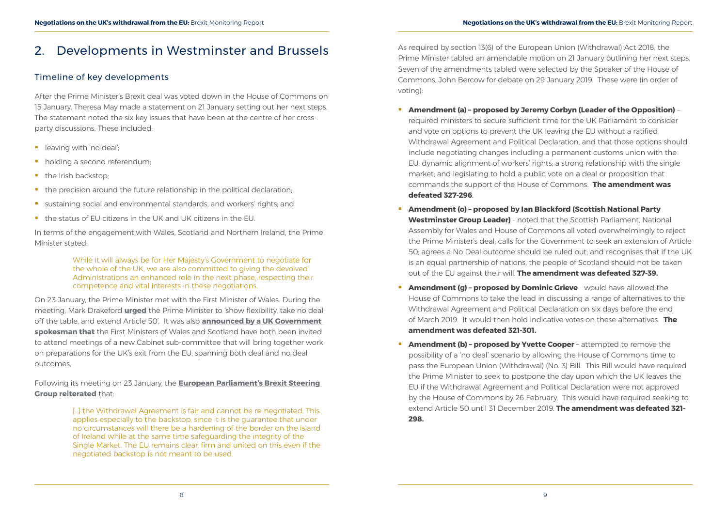## 2. Developments in Westminster and Brussels

### Timeline of key developments

After the Prime Minister's Brexit deal was voted down in the House of Commons on 15 January, Theresa May made a statement on 21 January setting out her next steps. The statement noted the six key issues that have been at the centre of her cross-party discussions. These included:

- leaving with 'no deal';
- holding a second referendum;
- the Irish backstop;
- the precision around the future relationship in the political declaration;
- sustaining social and environmental standards, and workers' rights; and
- the status of EU citizens in the UK and UK citizens in the EU.

In terms of the engagement with Wales, Scotland and Northern Ireland, the Prime Minister stated:

> While it will always be for Her Majesty's Government to negotiate for the whole of the UK, we are also committed to giving the devolved Administrations an enhanced role in the next phase, respecting their competence and vital interests in these negotiations.

On 23 January, the Prime Minister met with the First Minister of Wales. During the meeting, Mark Drakeford **urged** the Prime Minister to 'show flexibility, take no deal off the table, and extend Article 50'. It was also **announced by a UK Government spokesman that** the First Ministers of Wales and Scotland have both been invited to attend meetings of a new Cabinet sub-committee that will bring together work on preparations for the UK's exit from the EU, spanning both deal and no deal outcomes.

Following its meeting on 23 January, the **European Parliament's Brexit Steering Group reiterated** that:

> […] the Withdrawal Agreement is fair and cannot be re-negotiated. This applies especially to the backstop, since it is the guarantee that under no circumstances will there be a hardening of the border on the island of Ireland while at the same time safeguarding the integrity of the Single Market. The EU remains clear, firm and united on this even if the negotiated backstop is not meant to be used.

As required by section 13(6) of the European Union (Withdrawal) Act 2018, the Prime Minister tabled an amendable motion on 21 January outlining her next steps. Seven of the amendments tabled were selected by the Speaker of the House of Commons, John Bercow for debate on 29 January 2019. These were (in order of voting):

- **Amendment (a) – proposed by Jeremy Corbyn (Leader of the Opposition)** – required ministers to secure sufficient time for the UK Parliament to consider and vote on options to prevent the UK leaving the EU without a ratified Withdrawal Agreement and Political Declaration, and that those options should include negotiating changes including a permanent customs union with the EU; dynamic alignment of workers' rights; a strong relationship with the single market; and legislating to hold a public vote on a deal or proposition that commands the support of the House of Commons. **The amendment was defeated 327-296**.
- **Amendment (o) – proposed by Ian Blackford (Scottish National Party Westminster Group Leader)** - noted that the Scottish Parliament, National Assembly for Wales and House of Commons all voted overwhelmingly to reject the Prime Minister's deal; calls for the Government to seek an extension of Article 50; agrees a No Deal outcome should be ruled out; and recognises that if the UK is an equal partnership of nations, the people of Scotland should not be taken out of the EU against their will. **The amendment was defeated 327-39.**
- **Amendment (g) – proposed by Dominic Grieve** - would have allowed the House of Commons to take the lead in discussing a range of alternatives to the Withdrawal Agreement and Political Declaration on six days before the end of March 2019. It would then hold indicative votes on these alternatives. **The amendment was defeated 321-301.**
- **Amendment (b) – proposed by Yvette Cooper** – attempted to remove the possibility of a 'no deal' scenario by allowing the House of Commons time to pass the European Union (Withdrawal) (No. 3) Bill. This Bill would have required the Prime Minister to seek to postpone the day upon which the UK leaves the EU if the Withdrawal Agreement and Political Declaration were not approved by the House of Commons by 26 February. This would have required seeking to extend Article 50 until 31 December 2019. **The amendment was defeated 321-298.**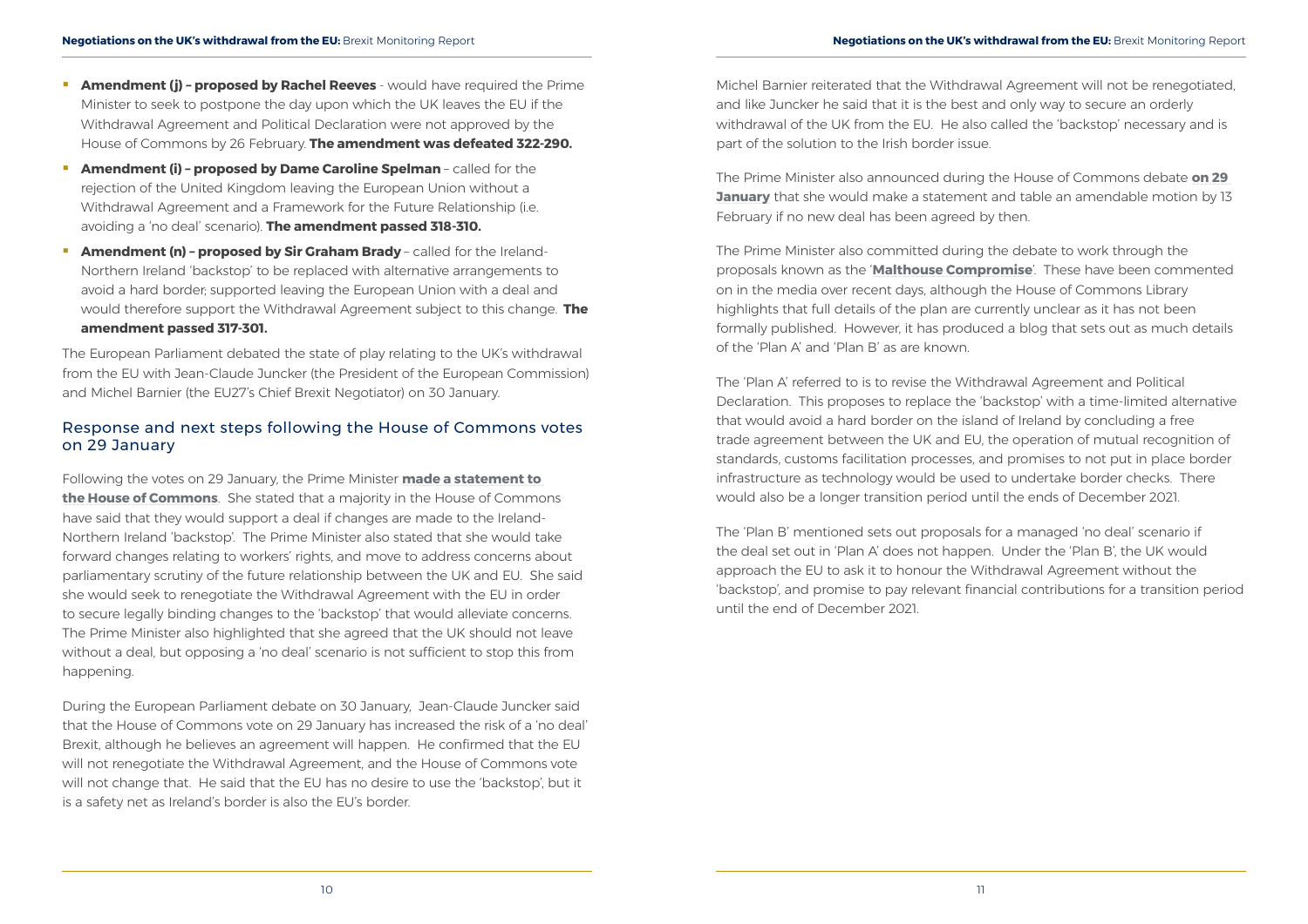- **Amendment (j) – proposed by Rachel Reeves** - would have required the Prime Minister to seek to postpone the day upon which the UK leaves the EU if the Withdrawal Agreement and Political Declaration were not approved by the House of Commons by 26 February. **The amendment was defeated 322-290.**
- **Amendment (i) – proposed by Dame Caroline Spelman** – called for the rejection of the United Kingdom leaving the European Union without a Withdrawal Agreement and a Framework for the Future Relationship (i.e. avoiding a 'no deal' scenario). **The amendment passed 318-310.**
- **Amendment (n) – proposed by Sir Graham Brady** – called for the Ireland-Northern Ireland 'backstop' to be replaced with alternative arrangements to avoid a hard border; supported leaving the European Union with a deal and would therefore support the Withdrawal Agreement subject to this change. **The amendment passed 317-301.**

The European Parliament debated the state of play relating to the UK's withdrawal from the EU with Jean-Claude Juncker (the President of the European Commission) and Michel Barnier (the EU27's Chief Brexit Negotiator) on 30 January.

## Response and next steps following the House of Commons votes on 29 January

Following the votes on 29 January, the Prime Minister **made a statement to the House of Commons**. She stated that a majority in the House of Commons have said that they would support a deal if changes are made to the Ireland-Northern Ireland 'backstop'. The Prime Minister also stated that she would take forward changes relating to workers' rights, and move to address concerns about parliamentary scrutiny of the future relationship between the UK and EU. She said she would seek to renegotiate the Withdrawal Agreement with the EU in order to secure legally binding changes to the 'backstop' that would alleviate concerns. The Prime Minister also highlighted that she agreed that the UK should not leave without a deal, but opposing a 'no deal' scenario is not sufficient to stop this from happening.

During the European Parliament debate on 30 January, Jean-Claude Juncker said that the House of Commons vote on 29 January has increased the risk of a 'no deal' Brexit, although he believes an agreement will happen. He confirmed that the EU will not renegotiate the Withdrawal Agreement, and the House of Commons vote will not change that. He said that the EU has no desire to use the 'backstop', but it is a safety net as Ireland's border is also the EU's border.

Michel Barnier reiterated that the Withdrawal Agreement will not be renegotiated, and like Juncker he said that it is the best and only way to secure an orderly withdrawal of the UK from the EU. He also called the 'backstop' necessary and is part of the solution to the Irish border issue.

The Prime Minister also announced during the House of Commons debate **on 29 January** that she would make a statement and table an amendable motion by 13 February if no new deal has been agreed by then.

The Prime Minister also committed during the debate to work through the proposals known as the '**Malthouse Compromise**'. These have been commented on in the media over recent days, although the House of Commons Library highlights that full details of the plan are currently unclear as it has not been formally published. However, it has produced a blog that sets out as much details of the 'Plan A' and 'Plan B' as are known.

The 'Plan A' referred to is to revise the Withdrawal Agreement and Political Declaration. This proposes to replace the 'backstop' with a time-limited alternative that would avoid a hard border on the island of Ireland by concluding a free trade agreement between the UK and EU, the operation of mutual recognition of standards, customs facilitation processes, and promises to not put in place border infrastructure as technology would be used to undertake border checks. There would also be a longer transition period until the ends of December 2021.

The 'Plan B' mentioned sets out proposals for a managed 'no deal' scenario if the deal set out in 'Plan A' does not happen. Under the 'Plan B', the UK would approach the EU to ask it to honour the Withdrawal Agreement without the 'backstop', and promise to pay relevant financial contributions for a transition period until the end of December 2021.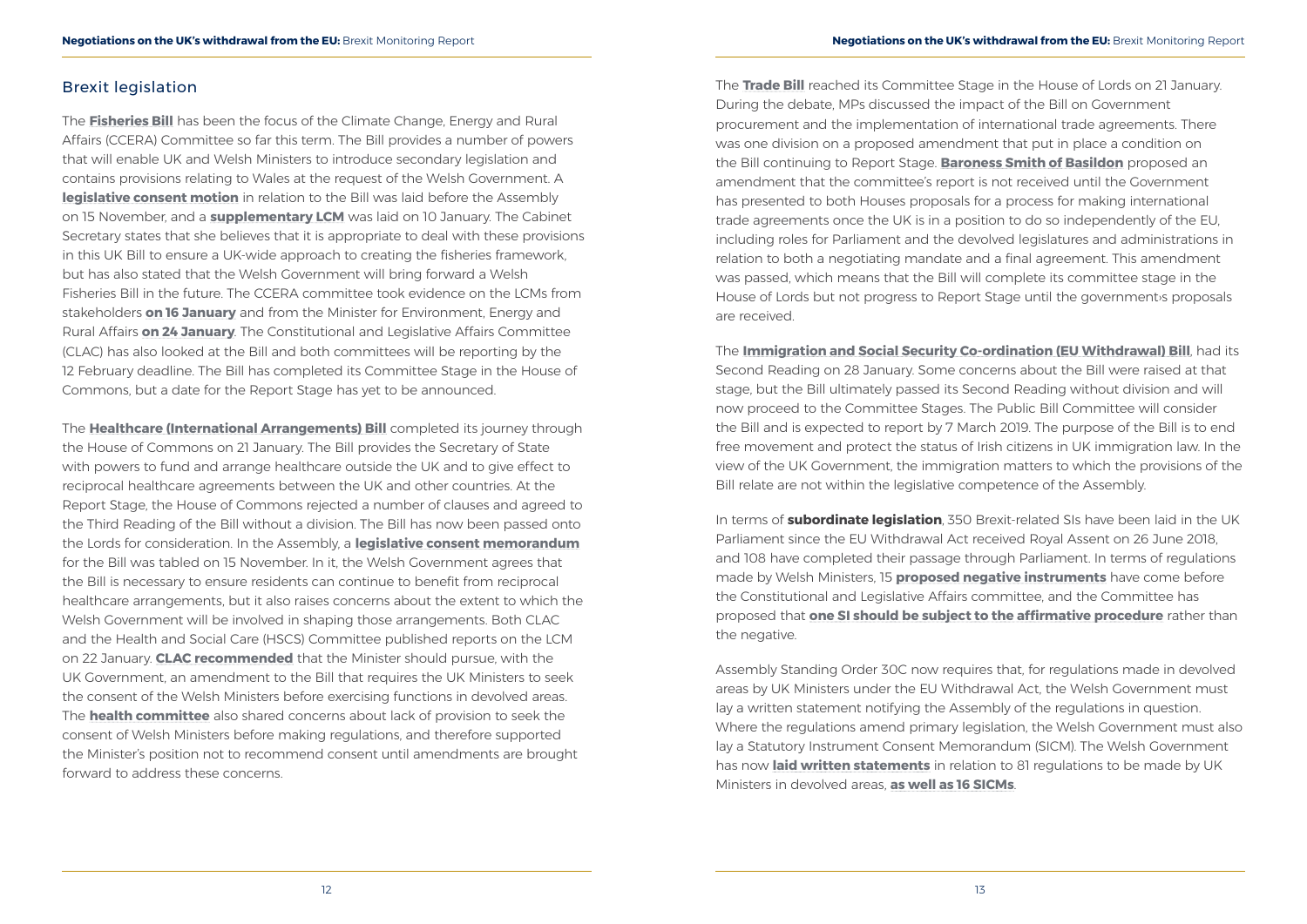## Brexit legislation

The **Fisheries Bill** has been the focus of the Climate Change, Energy and Rural Affairs (CCERA) Committee so far this term. The Bill provides a number of powers that will enable UK and Welsh Ministers to introduce secondary legislation and contains provisions relating to Wales at the request of the Welsh Government. A **legislative consent motion** in relation to the Bill was laid before the Assembly on 15 November, and a **supplementary LCM** was laid on 10 January. The Cabinet Secretary states that she believes that it is appropriate to deal with these provisions in this UK Bill to ensure a UK-wide approach to creating the fisheries framework, but has also stated that the Welsh Government will bring forward a Welsh Fisheries Bill in the future. The CCERA committee took evidence on the LCMs from stakeholders **on 16 January** and from the Minister for Environment, Energy and Rural Affairs **on 24 January**. The Constitutional and Legislative Affairs Committee (CLAC) has also looked at the Bill and both committees will be reporting by the 12 February deadline. The Bill has completed its Committee Stage in the House of Commons, but a date for the Report Stage has yet to be announced.

The **Healthcare (International Arrangements) Bill** completed its journey through the House of Commons on 21 January. The Bill provides the Secretary of State with powers to fund and arrange healthcare outside the UK and to give effect to reciprocal healthcare agreements between the UK and other countries. At the Report Stage, the House of Commons rejected a number of clauses and agreed to the Third Reading of the Bill without a division. The Bill has now been passed onto the Lords for consideration. In the Assembly, a **legislative consent memorandum** for the Bill was tabled on 15 November. In it, the Welsh Government agrees that the Bill is necessary to ensure residents can continue to benefit from reciprocal healthcare arrangements, but it also raises concerns about the extent to which the Welsh Government will be involved in shaping those arrangements. Both CLAC and the Health and Social Care (HSCS) Committee published reports on the LCM on 22 January. **CLAC recommended** that the Minister should pursue, with the UK Government, an amendment to the Bill that requires the UK Ministers to seek the consent of the Welsh Ministers before exercising functions in devolved areas. The **health committee** also shared concerns about lack of provision to seek the consent of Welsh Ministers before making regulations, and therefore supported the Minister's position not to recommend consent until amendments are brought forward to address these concerns.

The **Trade Bill** reached its Committee Stage in the House of Lords on 21 January. During the debate, MPs discussed the impact of the Bill on Government procurement and the implementation of international trade agreements. There was one division on a proposed amendment that put in place a condition on the Bill continuing to Report Stage. **Baroness Smith of Basildon** proposed an amendment that the committee's report is not received until the Government has presented to both Houses proposals for a process for making international trade agreements once the UK is in a position to do so independently of the EU, including roles for Parliament and the devolved legislatures and administrations in relation to both a negotiating mandate and a final agreement. This amendment was passed, which means that the Bill will complete its committee stage in the House of Lords but not progress to Report Stage until the government›s proposals are received.

The **Immigration and Social Security Co-ordination (EU Withdrawal) Bill**, had its Second Reading on 28 January. Some concerns about the Bill were raised at that stage, but the Bill ultimately passed its Second Reading without division and will now proceed to the Committee Stages. The Public Bill Committee will consider the Bill and is expected to report by 7 March 2019. The purpose of the Bill is to end free movement and protect the status of Irish citizens in UK immigration law. In the view of the UK Government, the immigration matters to which the provisions of the Bill relate are not within the legislative competence of the Assembly.

In terms of **subordinate legislation**, 350 Brexit-related SIs have been laid in the UK Parliament since the EU Withdrawal Act received Royal Assent on 26 June 2018, and 108 have completed their passage through Parliament. In terms of regulations made by Welsh Ministers, 15 **proposed negative instruments** have come before the Constitutional and Legislative Affairs committee, and the Committee has proposed that **one SI should be subject to the affirmative procedure** rather than the negative.

Assembly Standing Order 30C now requires that, for regulations made in devolved areas by UK Ministers under the EU Withdrawal Act, the Welsh Government must lay a written statement notifying the Assembly of the regulations in question. Where the regulations amend primary legislation, the Welsh Government must also lay a Statutory Instrument Consent Memorandum (SICM). The Welsh Government has now **laid written statements** in relation to 81 regulations to be made by UK Ministers in devolved areas, **as well as 16 SICMs**.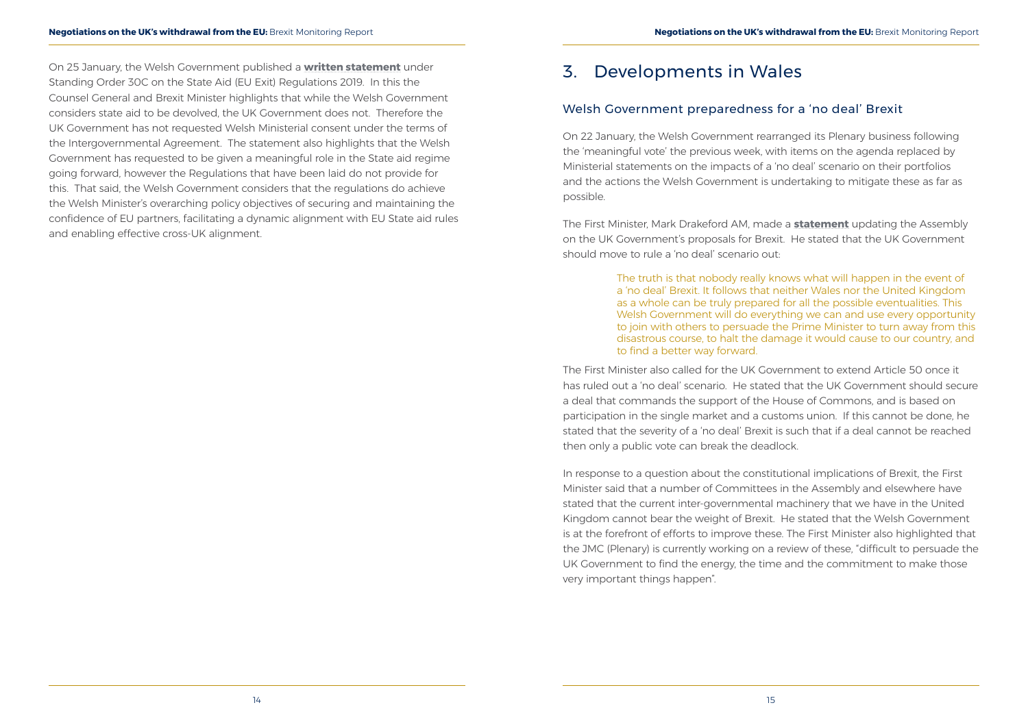On 25 January, the Welsh Government published a **written statement** under Standing Order 30C on the State Aid (EU Exit) Regulations 2019. In this the Counsel General and Brexit Minister highlights that while the Welsh Government considers state aid to be devolved, the UK Government does not. Therefore the UK Government has not requested Welsh Ministerial consent under the terms of the Intergovernmental Agreement. The statement also highlights that the Welsh Government has requested to be given a meaningful role in the State aid regime going forward, however the Regulations that have been laid do not provide for this. That said, the Welsh Government considers that the regulations do achieve the Welsh Minister's overarching policy objectives of securing and maintaining the confidence of EU partners, facilitating a dynamic alignment with EU State aid rules and enabling effective cross-UK alignment.

# 3. Developments in Wales

## Welsh Government preparedness for a 'no deal' Brexit

On 22 January, the Welsh Government rearranged its Plenary business following the 'meaningful vote' the previous week, with items on the agenda replaced by Ministerial statements on the impacts of a 'no deal' scenario on their portfolios and the actions the Welsh Government is undertaking to mitigate these as far as possible.

The First Minister, Mark Drakeford AM, made a **statement** updating the Assembly on the UK Government's proposals for Brexit. He stated that the UK Government should move to rule a 'no deal' scenario out:

> The truth is that nobody really knows what will happen in the event of a 'no deal' Brexit. It follows that neither Wales nor the United Kingdom as a whole can be truly prepared for all the possible eventualities. This Welsh Government will do everything we can and use every opportunity to join with others to persuade the Prime Minister to turn away from this disastrous course, to halt the damage it would cause to our country, and to find a better way forward.

The First Minister also called for the UK Government to extend Article 50 once it has ruled out a 'no deal' scenario. He stated that the UK Government should secure a deal that commands the support of the House of Commons, and is based on participation in the single market and a customs union. If this cannot be done, he stated that the severity of a 'no deal' Brexit is such that if a deal cannot be reached then only a public vote can break the deadlock.

In response to a question about the constitutional implications of Brexit, the First Minister said that a number of Committees in the Assembly and elsewhere have stated that the current inter-governmental machinery that we have in the United Kingdom cannot bear the weight of Brexit. He stated that the Welsh Government is at the forefront of efforts to improve these. The First Minister also highlighted that the JMC (Plenary) is currently working on a review of these, "difficult to persuade the UK Government to find the energy, the time and the commitment to make those very important things happen".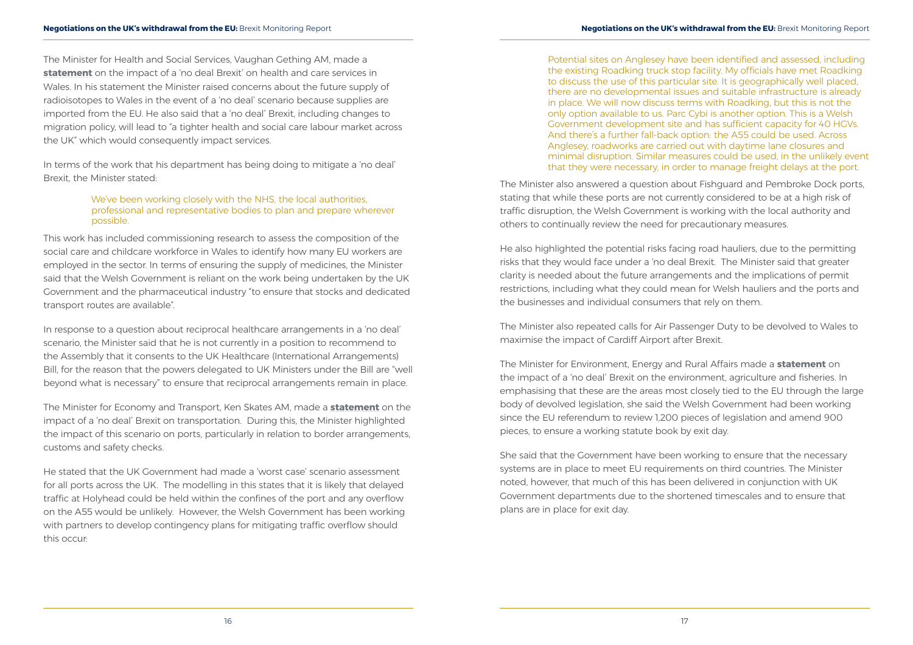The Minister for Health and Social Services, Vaughan Gething AM, made a **statement** on the impact of a 'no deal Brexit' on health and care services in Wales. In his statement the Minister raised concerns about the future supply of radioisotopes to Wales in the event of a 'no deal' scenario because supplies are imported from the EU. He also said that a 'no deal' Brexit, including changes to migration policy, will lead to "a tighter health and social care labour market across the UK" which would consequently impact services.

In terms of the work that his department has being doing to mitigate a 'no deal' Brexit, the Minister stated:

> We've been working closely with the NHS, the local authorities, professional and representative bodies to plan and prepare wherever possible.

This work has included commissioning research to assess the composition of the social care and childcare workforce in Wales to identify how many EU workers are employed in the sector. In terms of ensuring the supply of medicines, the Minister said that the Welsh Government is reliant on the work being undertaken by the UK Government and the pharmaceutical industry "to ensure that stocks and dedicated transport routes are available".

In response to a question about reciprocal healthcare arrangements in a 'no deal' scenario, the Minister said that he is not currently in a position to recommend to the Assembly that it consents to the UK Healthcare (International Arrangements) Bill, for the reason that the powers delegated to UK Ministers under the Bill are "well beyond what is necessary" to ensure that reciprocal arrangements remain in place.

The Minister for Economy and Transport, Ken Skates AM, made a **statement** on the impact of a 'no deal' Brexit on transportation. During this, the Minister highlighted the impact of this scenario on ports, particularly in relation to border arrangements, customs and safety checks.

He stated that the UK Government had made a 'worst case' scenario assessment for all ports across the UK. The modelling in this states that it is likely that delayed traffic at Holyhead could be held within the confines of the port and any overflow on the A55 would be unlikely. However, the Welsh Government has been working with partners to develop contingency plans for mitigating traffic overflow should this occur:

> Potential sites on Anglesey have been identified and assessed, including the existing Roadking truck stop facility. My officials have met Roadking to discuss the use of this particular site. It is geographically well placed, there are no developmental issues and suitable infrastructure is already in place. We will now discuss terms with Roadking, but this is not the only option available to us. Parc Cybi is another option. This is a Welsh Government development site and has sufficient capacity for 40 HGVs. And there's a further fall-back option: the A55 could be used. Across Anglesey, roadworks are carried out with daytime lane closures and minimal disruption. Similar measures could be used, in the unlikely event that they were necessary, in order to manage freight delays at the port.

The Minister also answered a question about Fishguard and Pembroke Dock ports, stating that while these ports are not currently considered to be at a high risk of traffic disruption, the Welsh Government is working with the local authority and others to continually review the need for precautionary measures.

He also highlighted the potential risks facing road hauliers, due to the permitting risks that they would face under a 'no deal Brexit. The Minister said that greater clarity is needed about the future arrangements and the implications of permit restrictions, including what they could mean for Welsh hauliers and the ports and the businesses and individual consumers that rely on them.

The Minister also repeated calls for Air Passenger Duty to be devolved to Wales to maximise the impact of Cardiff Airport after Brexit.

The Minister for Environment, Energy and Rural Affairs made a **statement** on the impact of a 'no deal' Brexit on the environment, agriculture and fisheries. In emphasising that these are the areas most closely tied to the EU through the large body of devolved legislation, she said the Welsh Government had been working since the EU referendum to review 1,200 pieces of legislation and amend 900 pieces, to ensure a working statute book by exit day.

She said that the Government have been working to ensure that the necessary systems are in place to meet EU requirements on third countries. The Minister noted, however, that much of this has been delivered in conjunction with UK Government departments due to the shortened timescales and to ensure that plans are in place for exit day.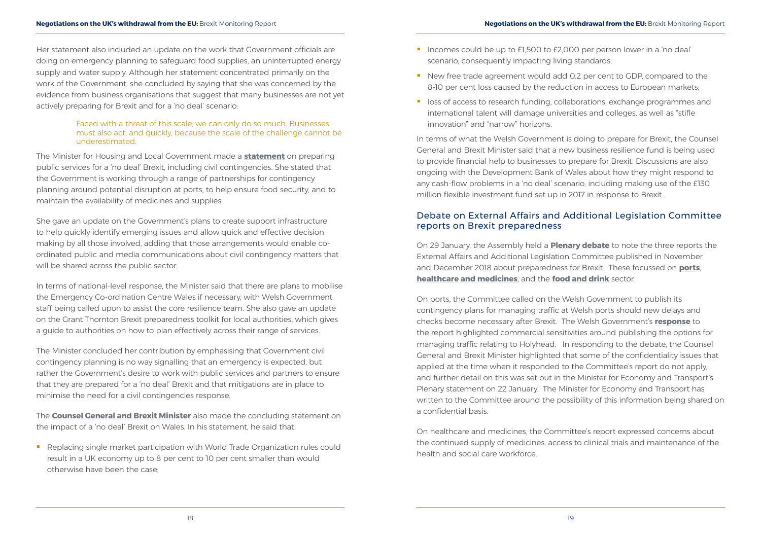Her statement also included an update on the work that Government officials are doing on emergency planning to safeguard food supplies, an uninterrupted energy supply and water supply. Although her statement concentrated primarily on the work of the Government, she concluded by saying that she was concerned by the evidence from business organisations that suggest that many businesses are not yet actively preparing for Brexit and for a 'no deal' scenario:

> Faced with a threat of this scale, we can only do so much. Businesses must also act, and quickly, because the scale of the challenge cannot be underestimated.

The Minister for Housing and Local Government made a **statement** on preparing public services for a 'no deal' Brexit, including civil contingencies. She stated that the Government is working through a range of partnerships for contingency planning around potential disruption at ports, to help ensure food security, and to maintain the availability of medicines and supplies.

She gave an update on the Government's plans to create support infrastructure to help quickly identify emerging issues and allow quick and effective decision making by all those involved, adding that those arrangements would enable co-ordinated public and media communications about civil contingency matters that will be shared across the public sector.

In terms of national-level response, the Minister said that there are plans to mobilise the Emergency Co-ordination Centre Wales if necessary, with Welsh Government staff being called upon to assist the core resilience team. She also gave an update on the Grant Thornton Brexit preparedness toolkit for local authorities, which gives a guide to authorities on how to plan effectively across their range of services.

The Minister concluded her contribution by emphasising that Government civil contingency planning is no way signalling that an emergency is expected, but rather the Government's desire to work with public services and partners to ensure that they are prepared for a 'no deal' Brexit and that mitigations are in place to minimise the need for a civil contingencies response.

The **Counsel General and Brexit Minister** also made the concluding statement on the impact of a 'no deal' Brexit on Wales. In his statement, he said that:

- Replacing single market participation with World Trade Organization rules could result in a UK economy up to 8 per cent to 10 per cent smaller than would otherwise have been the case;
- Incomes could be up to £1,500 to £2,000 per person lower in a 'no deal' scenario, consequently impacting living standards.
- New free trade agreement would add 0.2 per cent to GDP, compared to the 8-10 per cent loss caused by the reduction in access to European markets;
- loss of access to research funding, collaborations, exchange programmes and international talent will damage universities and colleges, as well as "stifle innovation" and "narrow" horizons.

In terms of what the Welsh Government is doing to prepare for Brexit, the Counsel General and Brexit Minister said that a new business resilience fund is being used to provide financial help to businesses to prepare for Brexit. Discussions are also ongoing with the Development Bank of Wales about how they might respond to any cash-flow problems in a 'no deal' scenario, including making use of the £130 million flexible investment fund set up in 2017 in response to Brexit.

## Debate on External Affairs and Additional Legislation Committee reports on Brexit preparedness

On 29 January, the Assembly held a **Plenary debate** to note the three reports the External Affairs and Additional Legislation Committee published in November and December 2018 about preparedness for Brexit. These focussed on **ports**, **healthcare and medicines**, and the **food and drink** sector.

On ports, the Committee called on the Welsh Government to publish its contingency plans for managing traffic at Welsh ports should new delays and checks become necessary after Brexit. The Welsh Government's **response** to the report highlighted commercial sensitivities around publishing the options for managing traffic relating to Holyhead. In responding to the debate, the Counsel General and Brexit Minister highlighted that some of the confidentiality issues that applied at the time when it responded to the Committee's report do not apply, and further detail on this was set out in the Minister for Economy and Transport's Plenary statement on 22 January. The Minister for Economy and Transport has written to the Committee around the possibility of this information being shared on a confidential basis.

On healthcare and medicines, the Committee's report expressed concerns about the continued supply of medicines, access to clinical trials and maintenance of the health and social care workforce.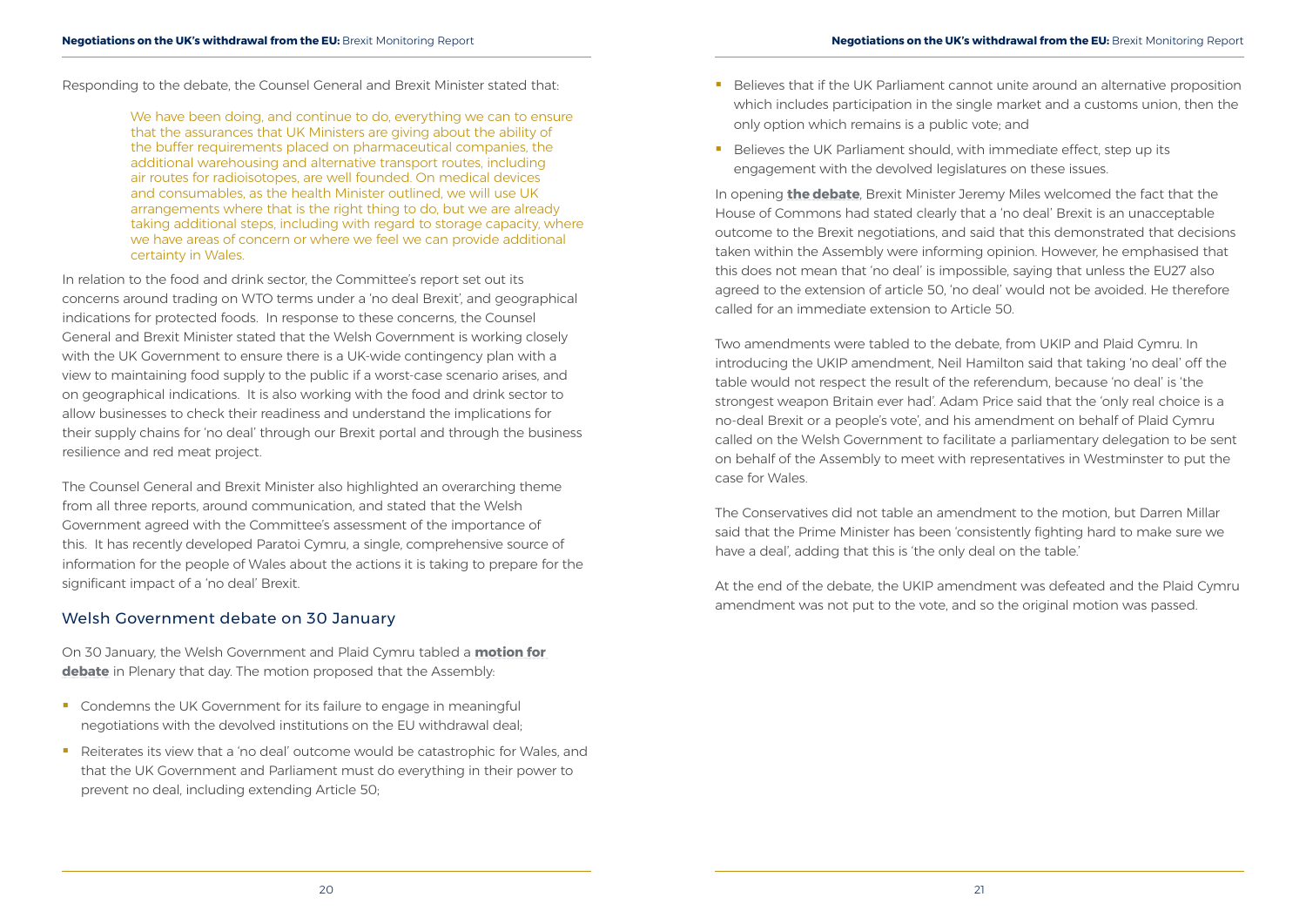Responding to the debate, the Counsel General and Brexit Minister stated that:

> We have been doing, and continue to do, everything we can to ensure that the assurances that UK Ministers are giving about the ability of the buffer requirements placed on pharmaceutical companies, the additional warehousing and alternative transport routes, including air routes for radioisotopes, are well founded. On medical devices and consumables, as the health Minister outlined, we will use UK arrangements where that is the right thing to do, but we are already taking additional steps, including with regard to storage capacity, where we have areas of concern or where we feel we can provide additional certainty in Wales.

In relation to the food and drink sector, the Committee's report set out its concerns around trading on WTO terms under a 'no deal Brexit', and geographical indications for protected foods. In response to these concerns, the Counsel General and Brexit Minister stated that the Welsh Government is working closely with the UK Government to ensure there is a UK-wide contingency plan with a view to maintaining food supply to the public if a worst-case scenario arises, and on geographical indications. It is also working with the food and drink sector to allow businesses to check their readiness and understand the implications for their supply chains for 'no deal' through our Brexit portal and through the business resilience and red meat project.

The Counsel General and Brexit Minister also highlighted an overarching theme from all three reports, around communication, and stated that the Welsh Government agreed with the Committee's assessment of the importance of this. It has recently developed Paratoi Cymru, a single, comprehensive source of information for the people of Wales about the actions it is taking to prepare for the significant impact of a 'no deal' Brexit.

## Welsh Government debate on 30 January

On 30 January, the Welsh Government and Plaid Cymru tabled a **motion for debate** in Plenary that day. The motion proposed that the Assembly:

- Condemns the UK Government for its failure to engage in meaningful negotiations with the devolved institutions on the EU withdrawal deal;
- Reiterates its view that a 'no deal' outcome would be catastrophic for Wales, and that the UK Government and Parliament must do everything in their power to prevent no deal, including extending Article 50;
- Believes that if the UK Parliament cannot unite around an alternative proposition which includes participation in the single market and a customs union, then the only option which remains is a public vote; and
- Believes the UK Parliament should, with immediate effect, step up its engagement with the devolved legislatures on these issues.

In opening **the debate**, Brexit Minister Jeremy Miles welcomed the fact that the House of Commons had stated clearly that a 'no deal' Brexit is an unacceptable outcome to the Brexit negotiations, and said that this demonstrated that decisions taken within the Assembly were informing opinion. However, he emphasised that this does not mean that 'no deal' is impossible, saying that unless the EU27 also agreed to the extension of article 50, 'no deal' would not be avoided. He therefore called for an immediate extension to Article 50.

Two amendments were tabled to the debate, from UKIP and Plaid Cymru. In introducing the UKIP amendment, Neil Hamilton said that taking 'no deal' off the table would not respect the result of the referendum, because 'no deal' is 'the strongest weapon Britain ever had'. Adam Price said that the 'only real choice is a no-deal Brexit or a people's vote', and his amendment on behalf of Plaid Cymru called on the Welsh Government to facilitate a parliamentary delegation to be sent on behalf of the Assembly to meet with representatives in Westminster to put the case for Wales.

The Conservatives did not table an amendment to the motion, but Darren Millar said that the Prime Minister has been 'consistently fighting hard to make sure we have a deal', adding that this is 'the only deal on the table.'

At the end of the debate, the UKIP amendment was defeated and the Plaid Cymru amendment was not put to the vote, and so the original motion was passed.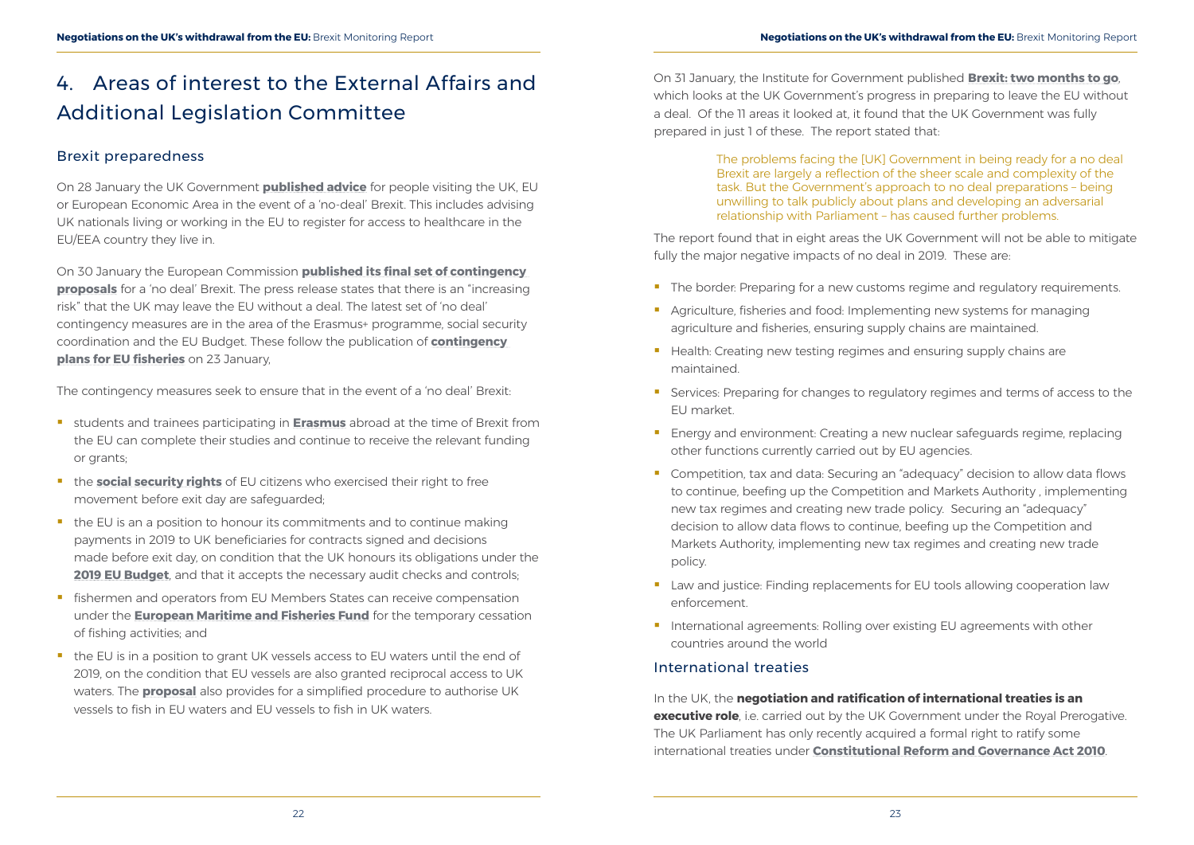# 4. Areas of interest to the External Affairs and Additional Legislation Committee

## Brexit preparedness

On 28 January the UK Government **published advice** for people visiting the UK, EU or European Economic Area in the event of a 'no-deal' Brexit. This includes advising UK nationals living or working in the EU to register for access to healthcare in the EU/EEA country they live in.

On 30 January the European Commission **published its final set of contingency proposals** for a 'no deal' Brexit. The press release states that there is an "increasing risk" that the UK may leave the EU without a deal. The latest set of 'no deal' contingency measures are in the area of the Erasmus+ programme, social security coordination and the EU Budget. These follow the publication of **contingency plans for EU fisheries** on 23 January,

The contingency measures seek to ensure that in the event of a 'no deal' Brexit:

- students and trainees participating in **Erasmus** abroad at the time of Brexit from the EU can complete their studies and continue to receive the relevant funding or grants;
- the **social security rights** of EU citizens who exercised their right to free movement before exit day are safeguarded;
- the EU is an a position to honour its commitments and to continue making payments in 2019 to UK beneficiaries for contracts signed and decisions made before exit day, on condition that the UK honours its obligations under the **2019 EU Budget**, and that it accepts the necessary audit checks and controls;
- fishermen and operators from EU Members States can receive compensation under the **European Maritime and Fisheries Fund** for the temporary cessation of fishing activities; and
- the EU is in a position to grant UK vessels access to EU waters until the end of 2019, on the condition that EU vessels are also granted reciprocal access to UK waters. The **proposal** also provides for a simplified procedure to authorise UK vessels to fish in EU waters and EU vessels to fish in UK waters.

On 31 January, the Institute for Government published **Brexit: two months to go**, which looks at the UK Government's progress in preparing to leave the EU without a deal. Of the 11 areas it looked at, it found that the UK Government was fully prepared in just 1 of these. The report stated that:

> The problems facing the [UK] Government in being ready for a no deal Brexit are largely a reflection of the sheer scale and complexity of the task. But the Government's approach to no deal preparations – being unwilling to talk publicly about plans and developing an adversarial relationship with Parliament – has caused further problems.

The report found that in eight areas the UK Government will not be able to mitigate fully the major negative impacts of no deal in 2019. These are:

- The border: Preparing for a new customs regime and regulatory requirements.
- Agriculture, fisheries and food: Implementing new systems for managing agriculture and fisheries, ensuring supply chains are maintained.
- Health: Creating new testing regimes and ensuring supply chains are maintained.
- Services: Preparing for changes to regulatory regimes and terms of access to the EU market.
- Energy and environment: Creating a new nuclear safeguards regime, replacing other functions currently carried out by EU agencies.
- Competition, tax and data: Securing an "adequacy" decision to allow data flows to continue, beefing up the Competition and Markets Authority , implementing new tax regimes and creating new trade policy. Securing an "adequacy" decision to allow data flows to continue, beefing up the Competition and Markets Authority, implementing new tax regimes and creating new trade policy.
- Law and justice: Finding replacements for EU tools allowing cooperation law enforcement.
- International agreements: Rolling over existing EU agreements with other countries around the world

## International treaties

In the UK, the **negotiation and ratification of international treaties is an executive role**, i.e. carried out by the UK Government under the Royal Prerogative. The UK Parliament has only recently acquired a formal right to ratify some international treaties under **Constitutional Reform and Governance Act 2010**.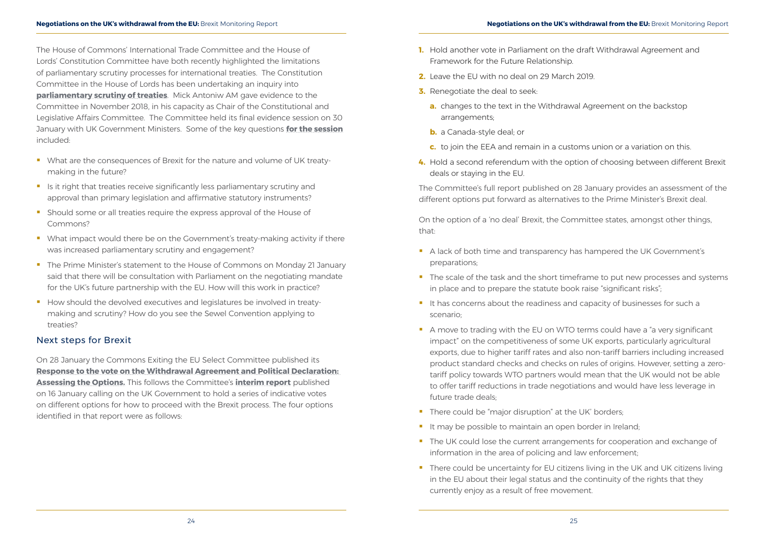The House of Commons' International Trade Committee and the House of Lords' Constitution Committee have both recently highlighted the limitations of parliamentary scrutiny processes for international treaties. The Constitution Committee in the House of Lords has been undertaking an inquiry into **parliamentary scrutiny of treaties**. Mick Antoniw AM gave evidence to the Committee in November 2018, in his capacity as Chair of the Constitutional and Legislative Affairs Committee. The Committee held its final evidence session on 30 January with UK Government Ministers. Some of the key questions **for the session** included:

- What are the consequences of Brexit for the nature and volume of UK treaty-making in the future?
- Is it right that treaties receive significantly less parliamentary scrutiny and approval than primary legislation and affirmative statutory instruments?
- Should some or all treaties require the express approval of the House of Commons?
- What impact would there be on the Government's treaty-making activity if there was increased parliamentary scrutiny and engagement?
- The Prime Minister's statement to the House of Commons on Monday 21 January said that there will be consultation with Parliament on the negotiating mandate for the UK's future partnership with the EU. How will this work in practice?
- How should the devolved executives and legislatures be involved in treaty-making and scrutiny? How do you see the Sewel Convention applying to treaties?

## Next steps for Brexit

On 28 January the Commons Exiting the EU Select Committee published its **Response to the vote on the Withdrawal Agreement and Political Declaration: Assessing the Options.** This follows the Committee's **interim report** published on 16 January calling on the UK Government to hold a series of indicative votes on different options for how to proceed with the Brexit process. The four options identified in that report were as follows:

1. Hold another vote in Parliament on the draft Withdrawal Agreement and Framework for the Future Relationship.
2. Leave the EU with no deal on 29 March 2019.
3. Renegotiate the deal to seek:
   a. changes to the text in the Withdrawal Agreement on the backstop arrangements;
   b. a Canada-style deal; or
   c. to join the EEA and remain in a customs union or a variation on this.
4. Hold a second referendum with the option of choosing between different Brexit deals or staying in the EU.

The Committee's full report published on 28 January provides an assessment of the different options put forward as alternatives to the Prime Minister's Brexit deal.

On the option of a 'no deal' Brexit, the Committee states, amongst other things, that:

- A lack of both time and transparency has hampered the UK Government's preparations;
- The scale of the task and the short timeframe to put new processes and systems in place and to prepare the statute book raise "significant risks";
- It has concerns about the readiness and capacity of businesses for such a scenario;
- A move to trading with the EU on WTO terms could have a "a very significant impact" on the competitiveness of some UK exports, particularly agricultural exports, due to higher tariff rates and also non-tariff barriers including increased product standard checks and checks on rules of origins. However, setting a zero-tariff policy towards WTO partners would mean that the UK would not be able to offer tariff reductions in trade negotiations and would have less leverage in future trade deals;
- There could be "major disruption" at the UK' borders;
- It may be possible to maintain an open border in Ireland;
- The UK could lose the current arrangements for cooperation and exchange of information in the area of policing and law enforcement;
- There could be uncertainty for EU citizens living in the UK and UK citizens living in the EU about their legal status and the continuity of the rights that they currently enjoy as a result of free movement.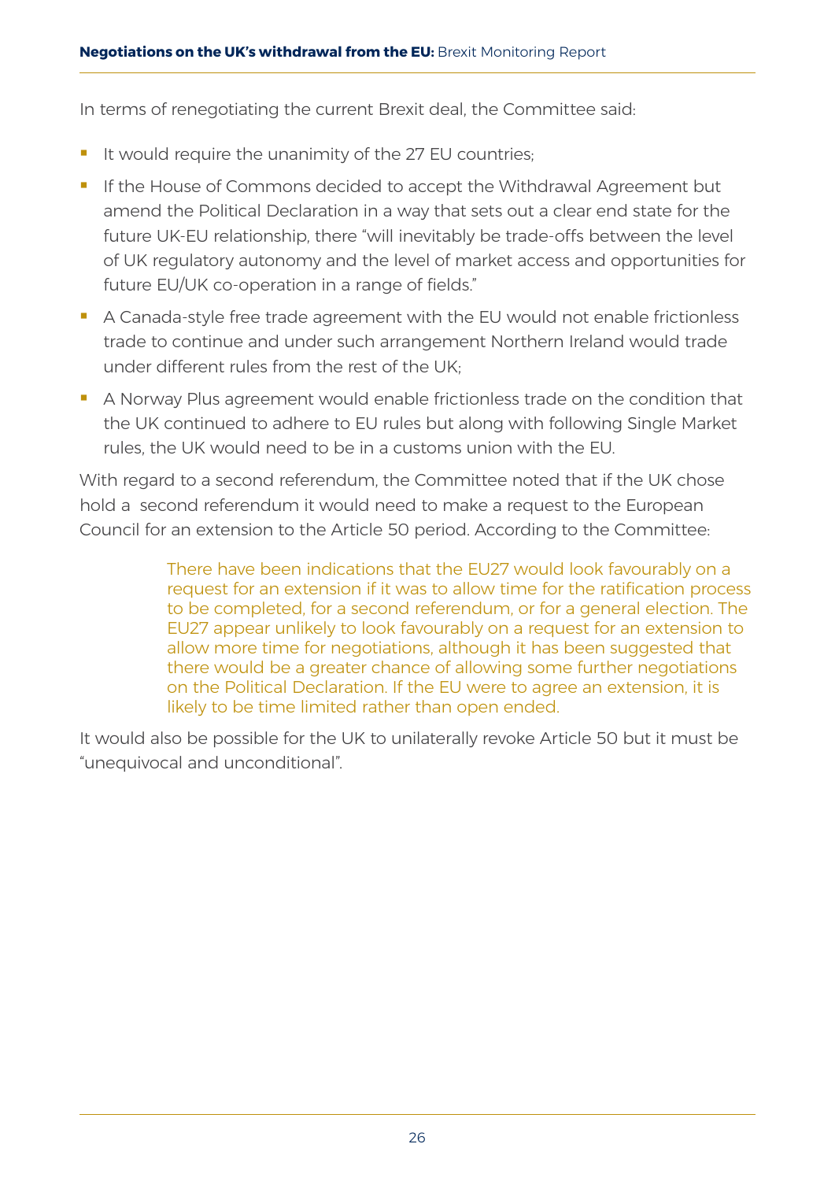In terms of renegotiating the current Brexit deal, the Committee said:

- It would require the unanimity of the 27 EU countries;
- If the House of Commons decided to accept the Withdrawal Agreement but amend the Political Declaration in a way that sets out a clear end state for the future UK-EU relationship, there "will inevitably be trade-offs between the level of UK regulatory autonomy and the level of market access and opportunities for future EU/UK co-operation in a range of fields."
- A Canada-style free trade agreement with the EU would not enable frictionless trade to continue and under such arrangement Northern Ireland would trade under different rules from the rest of the UK;
- A Norway Plus agreement would enable frictionless trade on the condition that the UK continued to adhere to EU rules but along with following Single Market rules, the UK would need to be in a customs union with the EU.

With regard to a second referendum, the Committee noted that if the UK chose hold a  second referendum it would need to make a request to the European Council for an extension to the Article 50 period. According to the Committee:

> There have been indications that the EU27 would look favourably on a request for an extension if it was to allow time for the ratification process to be completed, for a second referendum, or for a general election. The EU27 appear unlikely to look favourably on a request for an extension to allow more time for negotiations, although it has been suggested that there would be a greater chance of allowing some further negotiations on the Political Declaration. If the EU were to agree an extension, it is likely to be time limited rather than open ended.

It would also be possible for the UK to unilaterally revoke Article 50 but it must be "unequivocal and unconditional".